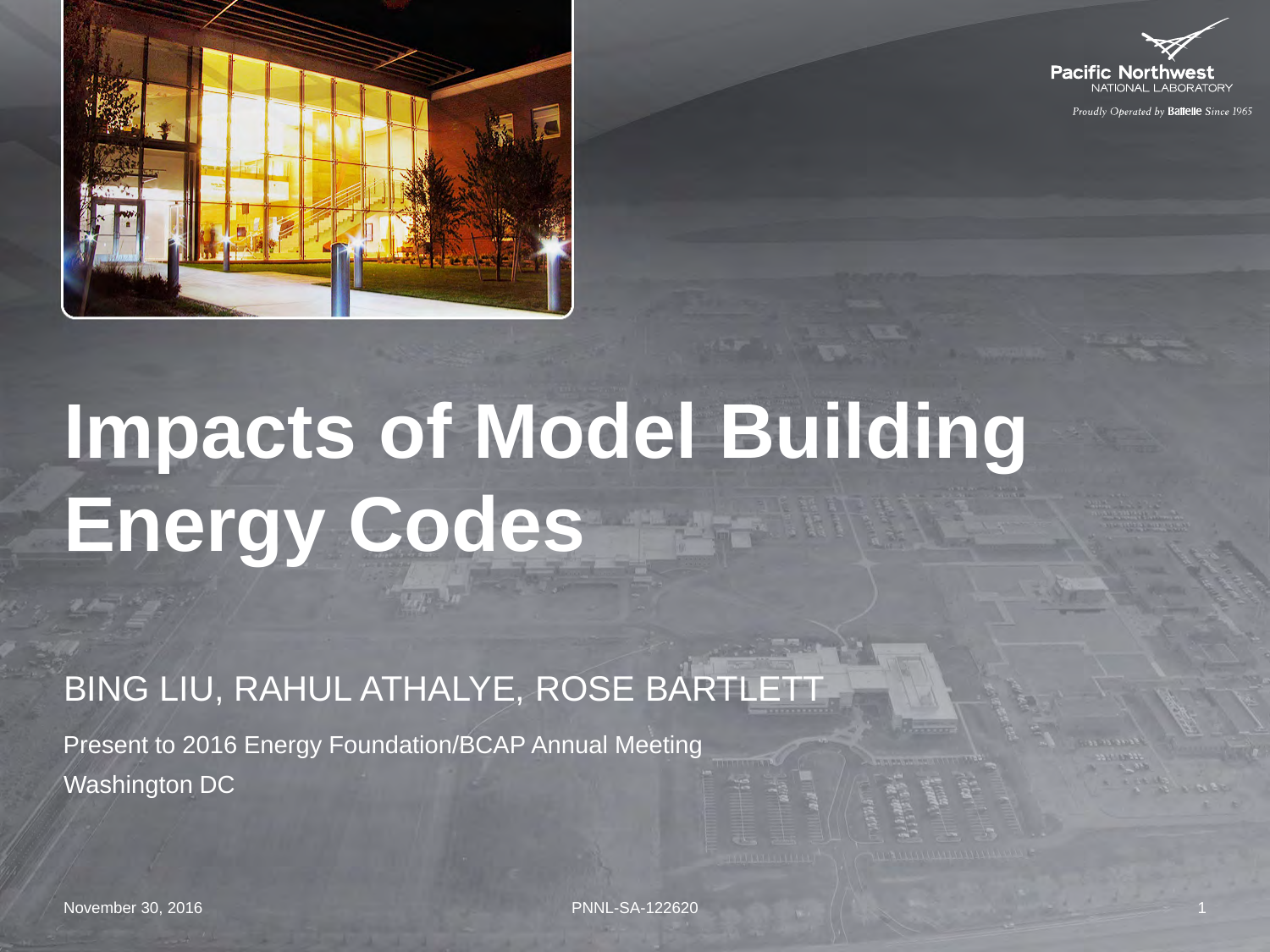# Impacts of Model Building Energy Codes

BING LIU, RAHUL ATHALYE, ROSE BARTLETT

Present to 2016 Energy Foundation/BCAP Annual Meeting

Washington DC

November 30, 2016

PNNL-SA-122620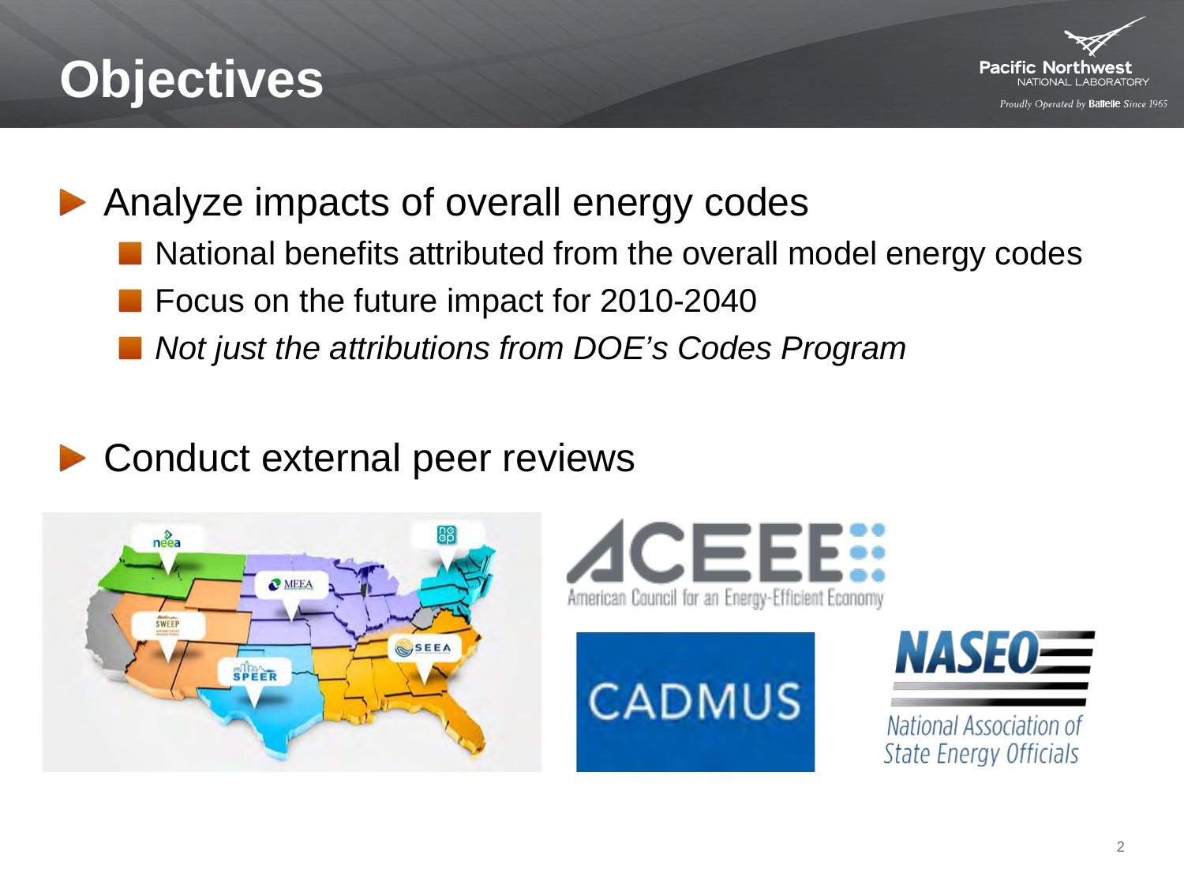# Objectives

- Analyze impacts of overall energy codes
  - National benefits attributed from the overall model energy codes
  - Focus on the future impact for 2010-2040
  - *Not just the attributions from DOE's Codes Program*

- Conduct external peer reviews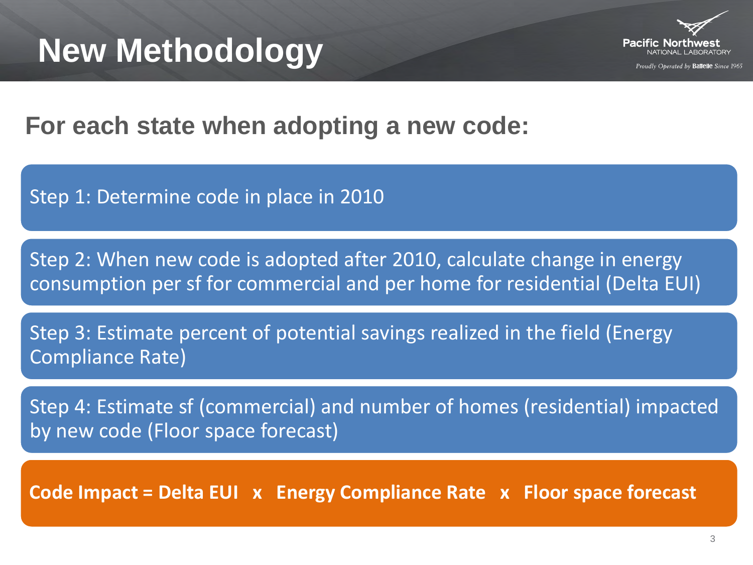# New Methodology

## For each state when adopting a new code:

Step 1: Determine code in place in 2010

Step 2: When new code is adopted after 2010, calculate change in energy consumption per sf for commercial and per home for residential (Delta EUI)

Step 3: Estimate percent of potential savings realized in the field (Energy Compliance Rate)

Step 4: Estimate sf (commercial) and number of homes (residential) impacted by new code (Floor space forecast)

**Code Impact = Delta EUI x Energy Compliance Rate x Floor space forecast**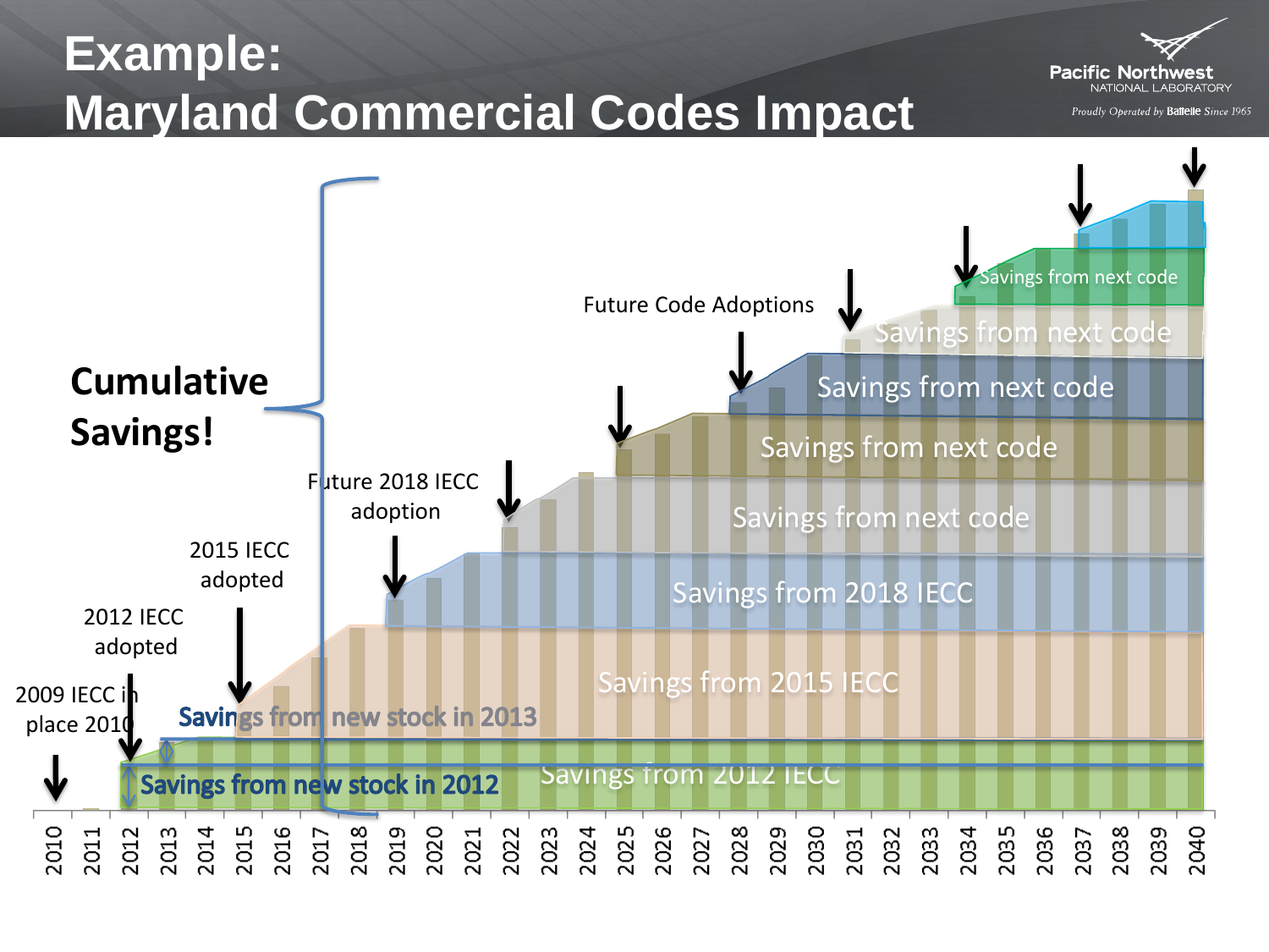# Example: Maryland Commercial Codes Impact

Cumulative Savings!

2009 IECC in place 2010

2012 IECC adopted

2015 IECC adopted

Future 2018 IECC adoption

Future Code Adoptions

Savings from new stock in 2012

Savings from new stock in 2013

Savings from 2012 IECC

Savings from 2015 IECC

Savings from 2018 IECC

Savings from next code

Savings from next code

Savings from next code

Savings from next code

Savings from next code

2010 2011 2012 2013 2014 2015 2016 2017 2018 2019 2020 2021 2022 2023 2024 2025 2026 2027 2028 2029 2030 2031 2032 2033 2034 2035 2036 2037 2038 2039 2040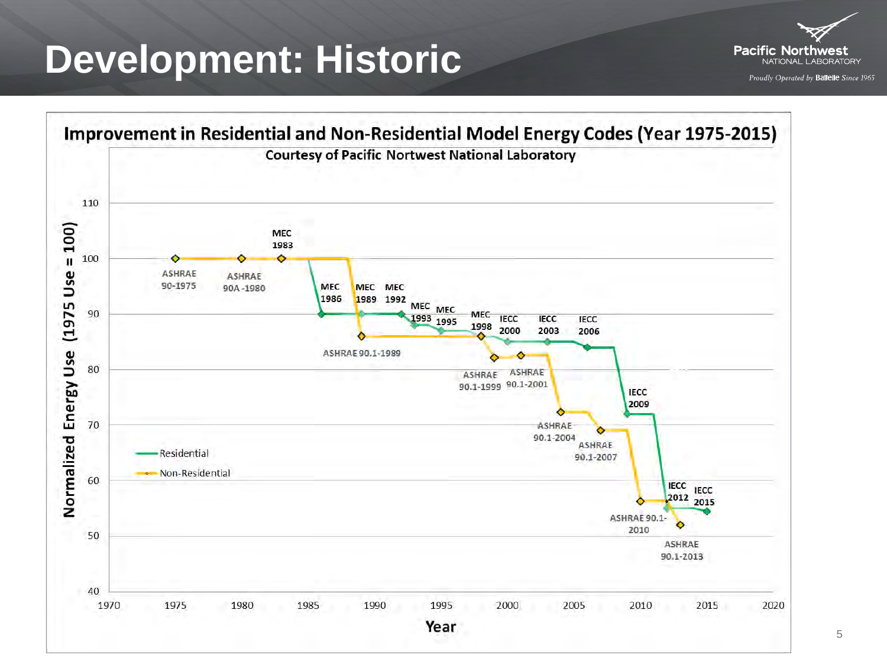# Development: Historic

## Improvement in Residential and Non-Residential Model Energy Codes (Year 1975-2015)

Courtesy of Pacific Nortwest National Laboratory

Normalized Energy Use (1975 Use = 100)

Year

- Residential
- Non-Residential

Residential: MEC 1983, MEC 1986, MEC 1989, MEC 1992, MEC 1993, MEC 1995, MEC 1998, IECC 2000, IECC 2003, IECC 2006, IECC 2009, IECC 2012, IECC 2015

Non-Residential: ASHRAE 90-1975, ASHRAE 90A-1980, ASHRAE 90.1-1989, ASHRAE 90.1-1999, ASHRAE 90.1-2001, ASHRAE 90.1-2004, ASHRAE 90.1-2007, ASHRAE 90.1-2010, ASHRAE 90.1-2013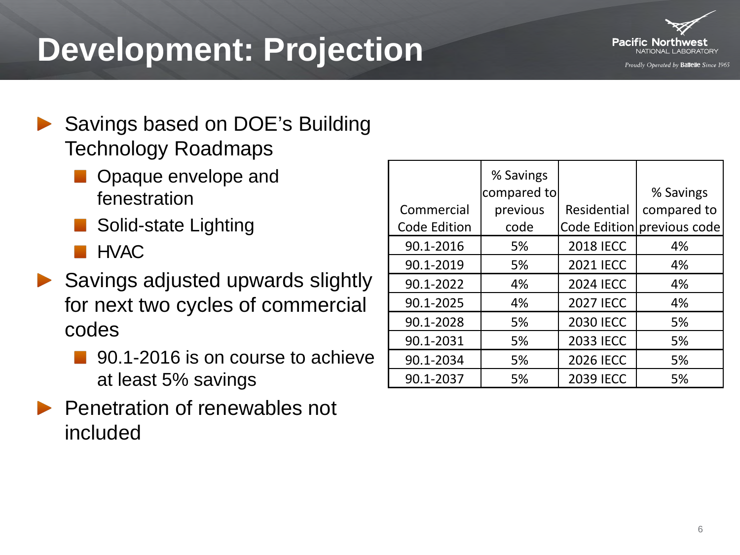# Development: Projection

- Savings based on DOE's Building Technology Roadmaps
  - Opaque envelope and fenestration
  - Solid-state Lighting
  - HVAC
- Savings adjusted upwards slightly for next two cycles of commercial codes
  - 90.1-2016 is on course to achieve at least 5% savings
- Penetration of renewables not included

| Commercial Code Edition | % Savings compared to previous code | Residential Code Edition | % Savings compared to previous code |
|---|---|---|---|
| 90.1-2016 | 5% | 2018 IECC | 4% |
| 90.1-2019 | 5% | 2021 IECC | 4% |
| 90.1-2022 | 4% | 2024 IECC | 4% |
| 90.1-2025 | 4% | 2027 IECC | 4% |
| 90.1-2028 | 5% | 2030 IECC | 5% |
| 90.1-2031 | 5% | 2033 IECC | 5% |
| 90.1-2034 | 5% | 2026 IECC | 5% |
| 90.1-2037 | 5% | 2039 IECC | 5% |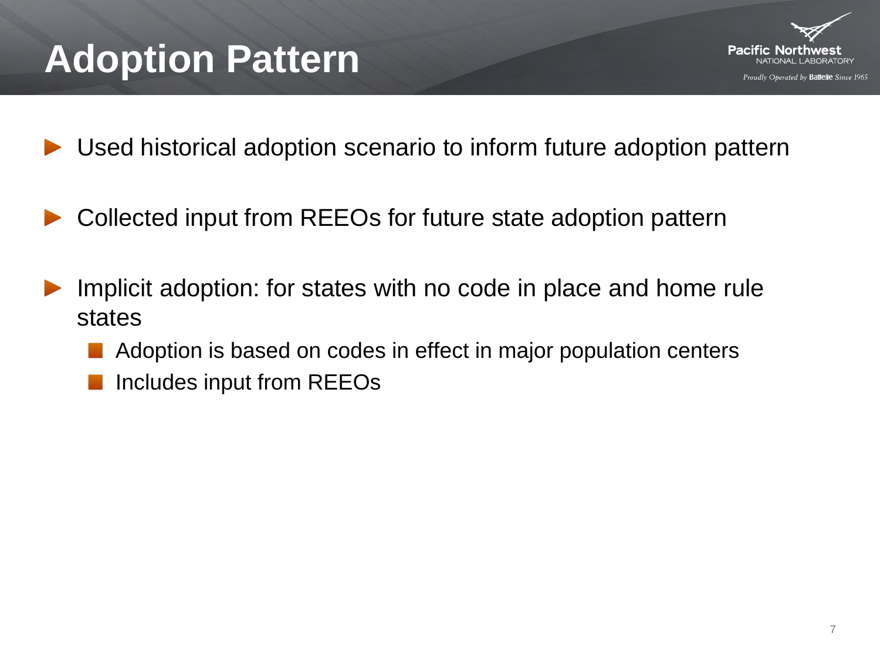# Adoption Pattern

- Used historical adoption scenario to inform future adoption pattern
- Collected input from REEOs for future state adoption pattern
- Implicit adoption: for states with no code in place and home rule states
  - Adoption is based on codes in effect in major population centers
  - Includes input from REEOs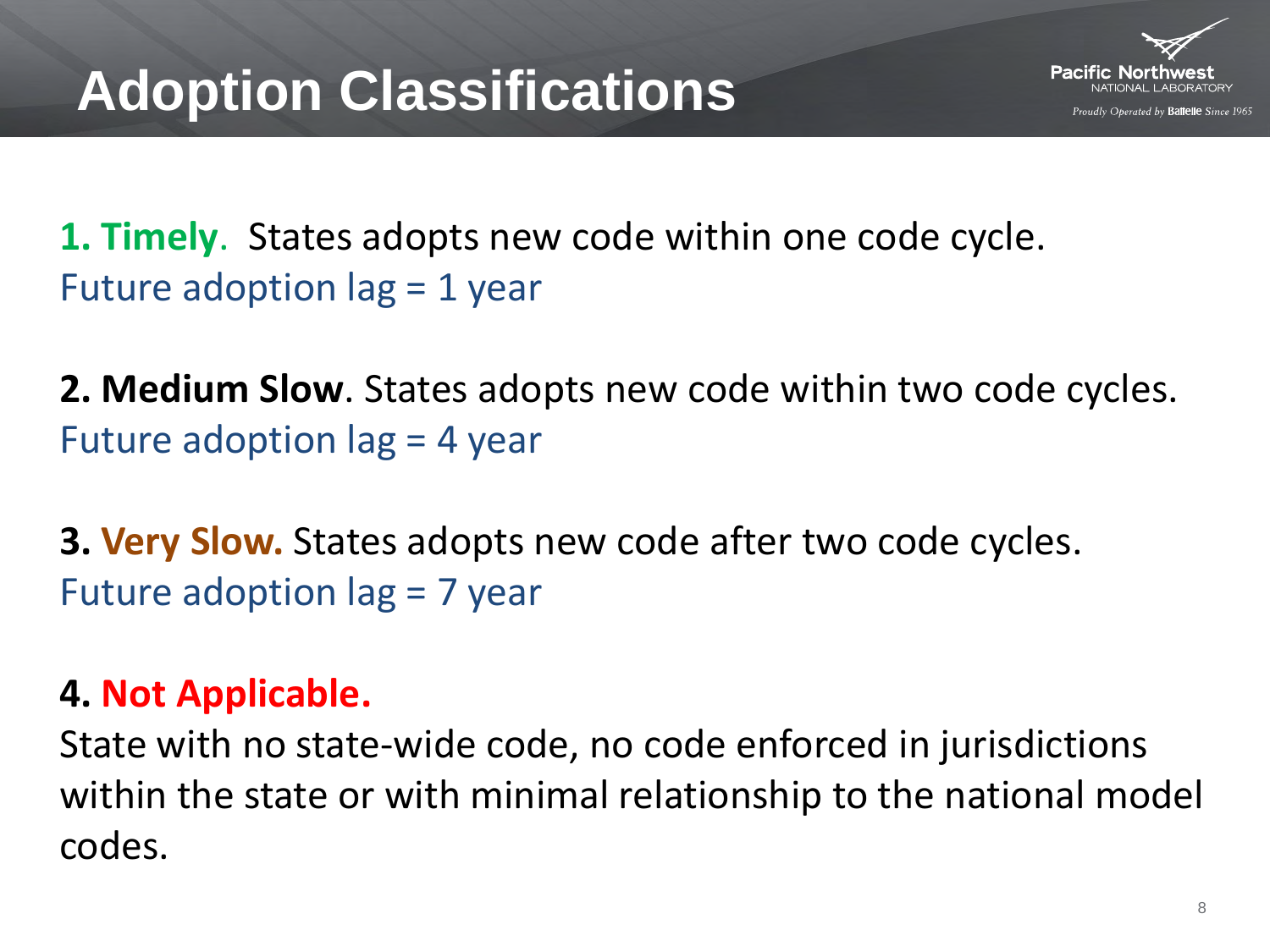# Adoption Classifications

**1. Timely**. States adopts new code within one code cycle.
Future adoption lag = 1 year

**2. Medium Slow**. States adopts new code within two code cycles.
Future adoption lag = 4 year

**3. Very Slow.** States adopts new code after two code cycles.
Future adoption lag = 7 year

**4. Not Applicable.**
State with no state-wide code, no code enforced in jurisdictions within the state or with minimal relationship to the national model codes.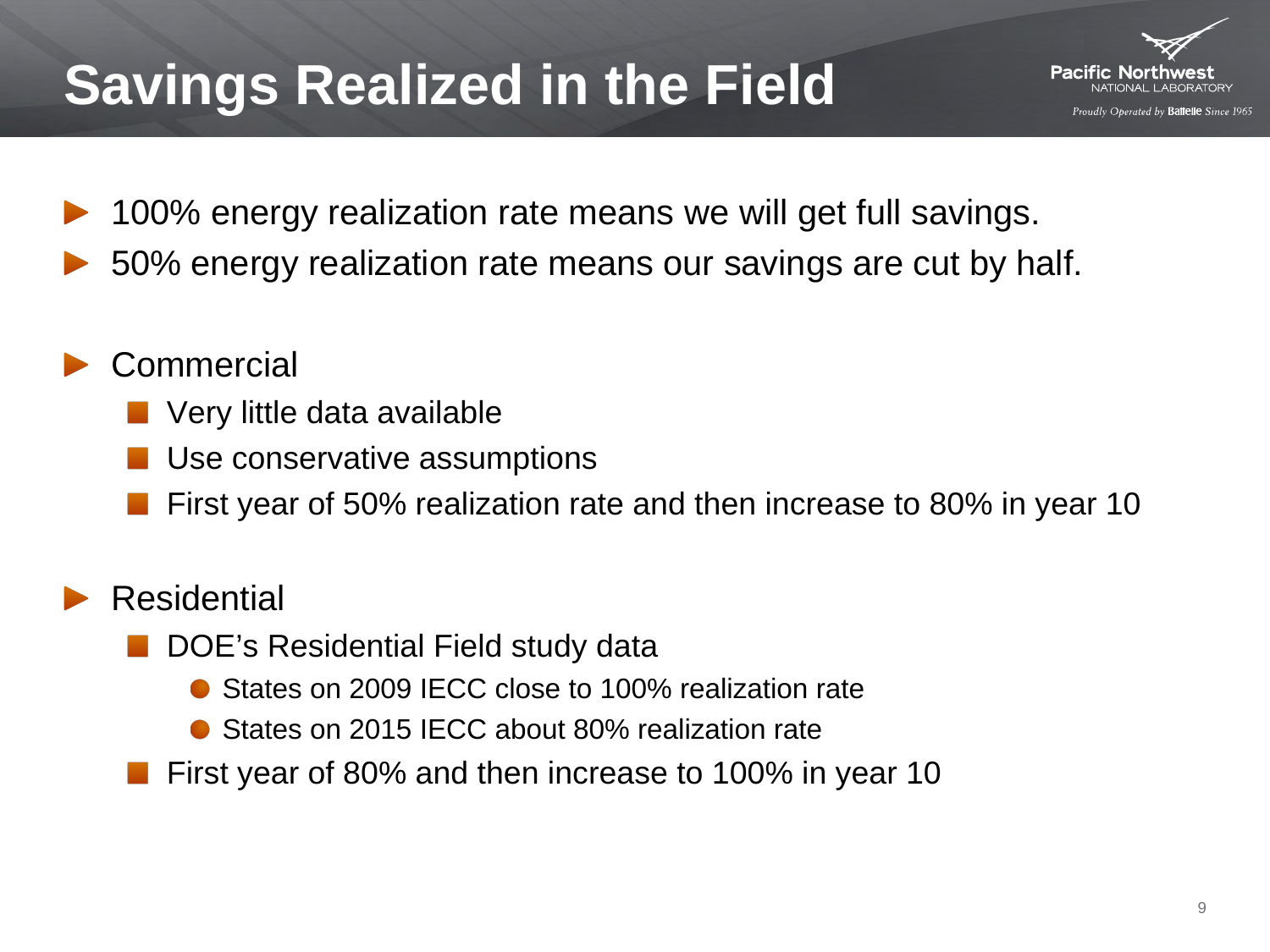# Savings Realized in the Field

- 100% energy realization rate means we will get full savings.
- 50% energy realization rate means our savings are cut by half.

- Commercial
  - Very little data available
  - Use conservative assumptions
  - First year of 50% realization rate and then increase to 80% in year 10

- Residential
  - DOE's Residential Field study data
    - States on 2009 IECC close to 100% realization rate
    - States on 2015 IECC about 80% realization rate
  - First year of 80% and then increase to 100% in year 10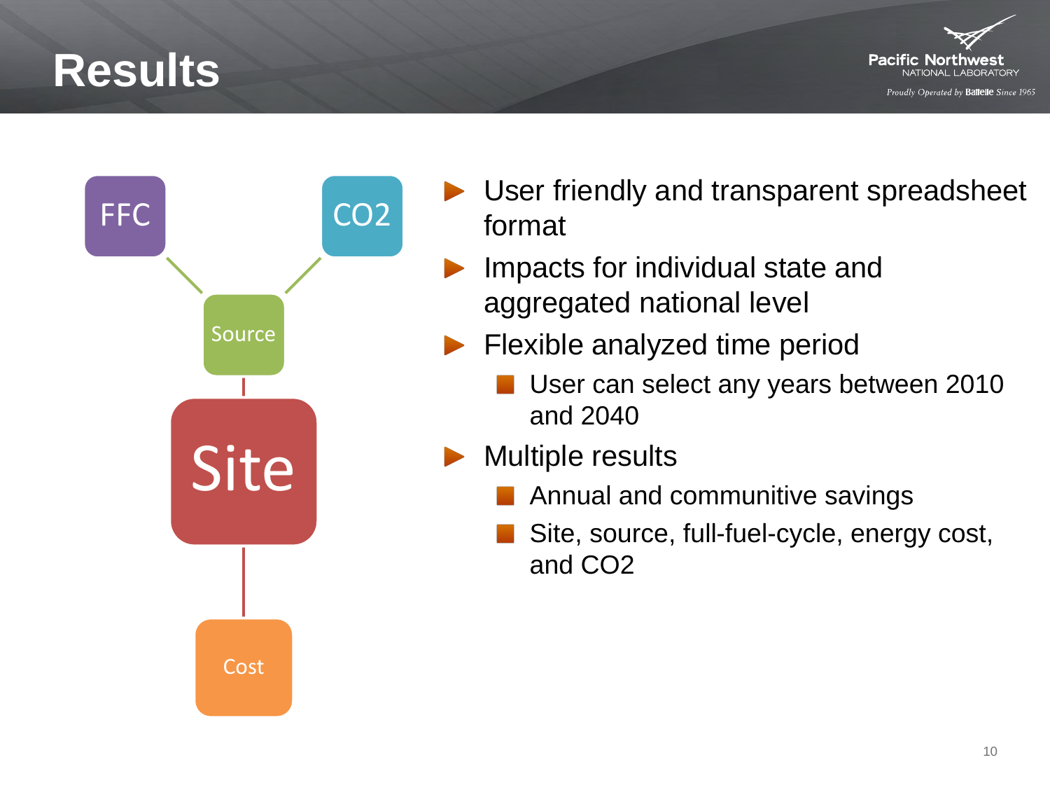# Results

FFC

CO2

Source

Site

Cost

- User friendly and transparent spreadsheet format
- Impacts for individual state and aggregated national level
- Flexible analyzed time period
  - User can select any years between 2010 and 2040
- Multiple results
  - Annual and communitive savings
  - Site, source, full-fuel-cycle, energy cost, and $CO_2$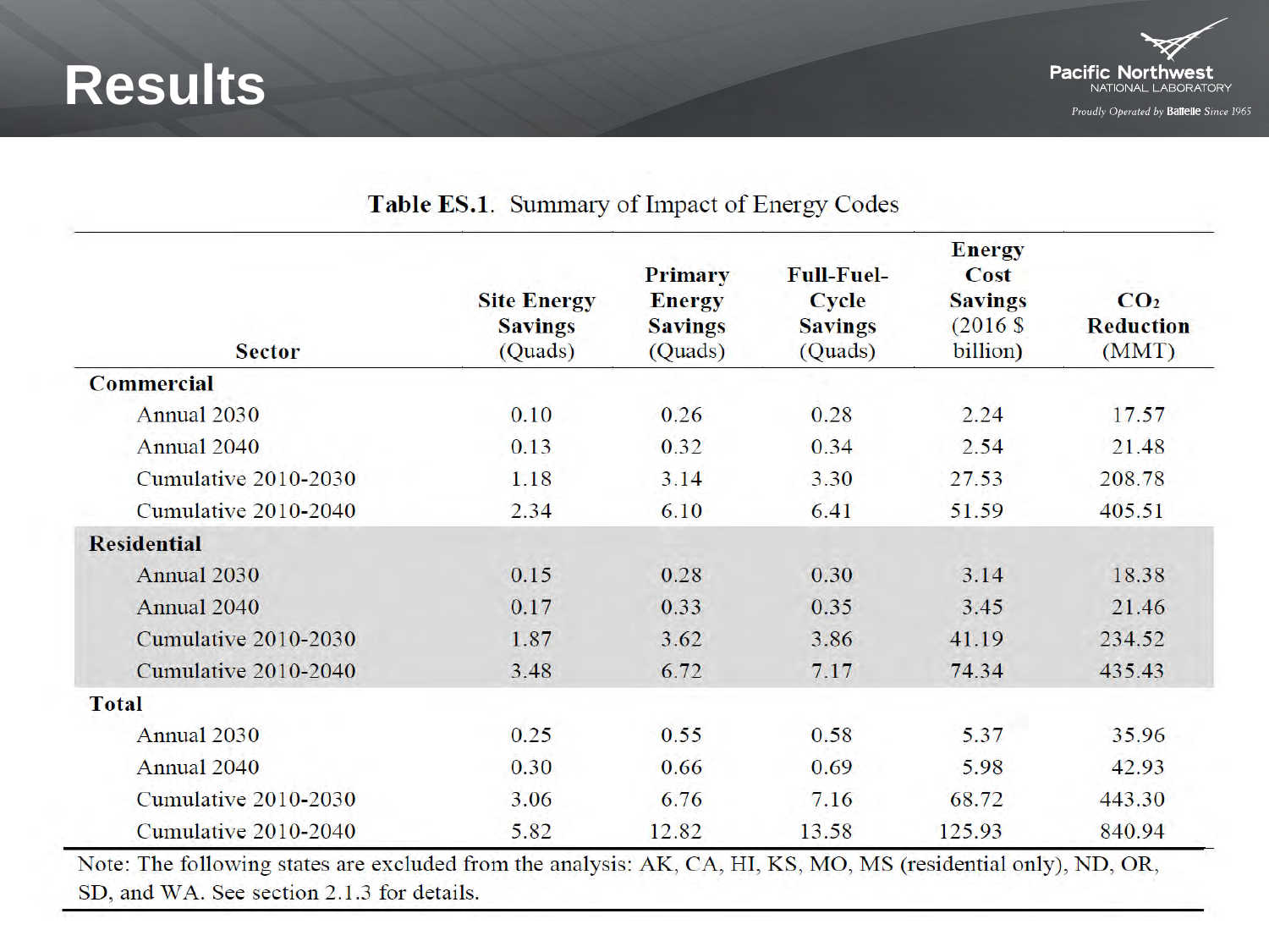# Results

**Table ES.1.** Summary of Impact of Energy Codes

| Sector | Site Energy Savings (Quads) | Primary Energy Savings (Quads) | Full-Fuel-Cycle Savings (Quads) | Energy Cost Savings (2016 $ billion) | $CO_2$ Reduction (MMT) |
|---|---|---|---|---|---|
| **Commercial** | | | | | |
| Annual 2030 | 0.10 | 0.26 | 0.28 | 2.24 | 17.57 |
| Annual 2040 | 0.13 | 0.32 | 0.34 | 2.54 | 21.48 |
| Cumulative 2010-2030 | 1.18 | 3.14 | 3.30 | 27.53 | 208.78 |
| Cumulative 2010-2040 | 2.34 | 6.10 | 6.41 | 51.59 | 405.51 |
| **Residential** | | | | | |
| Annual 2030 | 0.15 | 0.28 | 0.30 | 3.14 | 18.38 |
| Annual 2040 | 0.17 | 0.33 | 0.35 | 3.45 | 21.46 |
| Cumulative 2010-2030 | 1.87 | 3.62 | 3.86 | 41.19 | 234.52 |
| Cumulative 2010-2040 | 3.48 | 6.72 | 7.17 | 74.34 | 435.43 |
| **Total** | | | | | |
| Annual 2030 | 0.25 | 0.55 | 0.58 | 5.37 | 35.96 |
| Annual 2040 | 0.30 | 0.66 | 0.69 | 5.98 | 42.93 |
| Cumulative 2010-2030 | 3.06 | 6.76 | 7.16 | 68.72 | 443.30 |
| Cumulative 2010-2040 | 5.82 | 12.82 | 13.58 | 125.93 | 840.94 |

Note: The following states are excluded from the analysis: AK, CA, HI, KS, MO, MS (residential only), ND, OR, SD, and WA. See section 2.1.3 for details.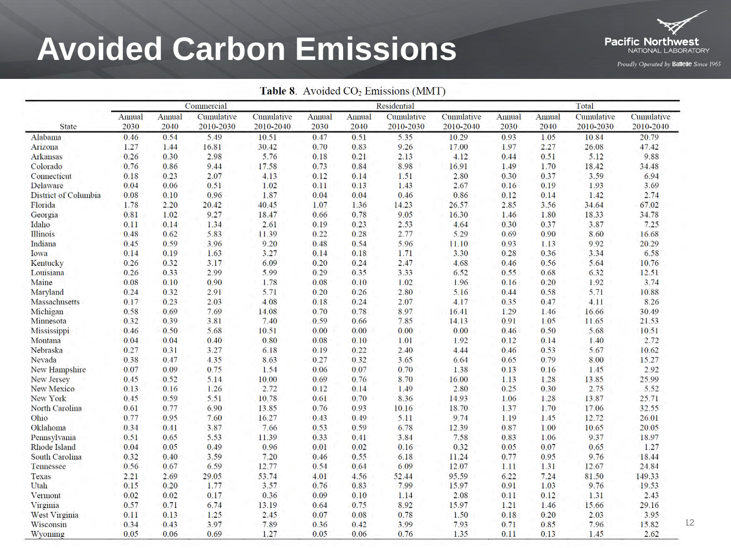# Avoided Carbon Emissions

Pacific Northwest NATIONAL LABORATORY

*Proudly Operated by* **Battelle** *Since 1965*

**Table 8.** Avoided $CO_2$ Emissions (MMT)

| State | Commercial | | | | Residential | | | | Total | | | |
|---|---|---|---|---|---|---|---|---|---|---|---|---|
| | Annual 2030 | Annual 2040 | Cumulative 2010-2030 | Cumulative 2010-2040 | Annual 2030 | Annual 2040 | Cumulative 2010-2030 | Cumulative 2010-2040 | Annual 2030 | Annual 2040 | Cumulative 2010-2030 | Cumulative 2010-2040 |
| Alabama | 0.46 | 0.54 | 5.49 | 10.51 | 0.47 | 0.51 | 5.35 | 10.29 | 0.93 | 1.05 | 10.84 | 20.79 |
| Arizona | 1.27 | 1.44 | 16.81 | 30.42 | 0.70 | 0.83 | 9.26 | 17.00 | 1.97 | 2.27 | 26.08 | 47.42 |
| Arkansas | 0.26 | 0.30 | 2.98 | 5.76 | 0.18 | 0.21 | 2.13 | 4.12 | 0.44 | 0.51 | 5.12 | 9.88 |
| Colorado | 0.76 | 0.86 | 9.44 | 17.58 | 0.73 | 0.84 | 8.98 | 16.91 | 1.49 | 1.70 | 18.42 | 34.48 |
| Connecticut | 0.18 | 0.23 | 2.07 | 4.13 | 0.12 | 0.14 | 1.51 | 2.80 | 0.30 | 0.37 | 3.59 | 6.94 |
| Delaware | 0.04 | 0.06 | 0.51 | 1.02 | 0.11 | 0.13 | 1.43 | 2.67 | 0.16 | 0.19 | 1.93 | 3.69 |
| District of Columbia | 0.08 | 0.10 | 0.96 | 1.87 | 0.04 | 0.04 | 0.46 | 0.86 | 0.12 | 0.14 | 1.42 | 2.74 |
| Florida | 1.78 | 2.20 | 20.42 | 40.45 | 1.07 | 1.36 | 14.23 | 26.57 | 2.85 | 3.56 | 34.64 | 67.02 |
| Georgia | 0.81 | 1.02 | 9.27 | 18.47 | 0.66 | 0.78 | 9.05 | 16.30 | 1.46 | 1.80 | 18.33 | 34.78 |
| Idaho | 0.11 | 0.14 | 1.34 | 2.61 | 0.19 | 0.23 | 2.53 | 4.64 | 0.30 | 0.37 | 3.87 | 7.25 |
| Illinois | 0.48 | 0.62 | 5.83 | 11.39 | 0.22 | 0.28 | 2.77 | 5.29 | 0.69 | 0.90 | 8.60 | 16.68 |
| Indiana | 0.45 | 0.59 | 3.96 | 9.20 | 0.48 | 0.54 | 5.96 | 11.10 | 0.93 | 1.13 | 9.92 | 20.29 |
| Iowa | 0.14 | 0.19 | 1.63 | 3.27 | 0.14 | 0.18 | 1.71 | 3.30 | 0.28 | 0.36 | 3.34 | 6.58 |
| Kentucky | 0.26 | 0.32 | 3.17 | 6.09 | 0.20 | 0.24 | 2.47 | 4.68 | 0.46 | 0.56 | 5.64 | 10.76 |
| Louisiana | 0.26 | 0.33 | 2.99 | 5.99 | 0.29 | 0.35 | 3.33 | 6.52 | 0.55 | 0.68 | 6.32 | 12.51 |
| Maine | 0.08 | 0.10 | 0.90 | 1.78 | 0.08 | 0.10 | 1.02 | 1.96 | 0.16 | 0.20 | 1.92 | 3.74 |
| Maryland | 0.24 | 0.32 | 2.91 | 5.71 | 0.20 | 0.26 | 2.80 | 5.16 | 0.44 | 0.58 | 5.71 | 10.88 |
| Massachusetts | 0.17 | 0.23 | 2.03 | 4.08 | 0.18 | 0.24 | 2.07 | 4.17 | 0.35 | 0.47 | 4.11 | 8.26 |
| Michigan | 0.58 | 0.69 | 7.69 | 14.08 | 0.70 | 0.78 | 8.97 | 16.41 | 1.29 | 1.46 | 16.66 | 30.49 |
| Minnesota | 0.32 | 0.39 | 3.81 | 7.40 | 0.59 | 0.66 | 7.85 | 14.13 | 0.91 | 1.05 | 11.65 | 21.53 |
| Mississippi | 0.46 | 0.50 | 5.68 | 10.51 | 0.00 | 0.00 | 0.00 | 0.00 | 0.46 | 0.50 | 5.68 | 10.51 |
| Montana | 0.04 | 0.04 | 0.40 | 0.80 | 0.08 | 0.10 | 1.01 | 1.92 | 0.12 | 0.14 | 1.40 | 2.72 |
| Nebraska | 0.27 | 0.31 | 3.27 | 6.18 | 0.19 | 0.22 | 2.40 | 4.44 | 0.46 | 0.53 | 5.67 | 10.62 |
| Nevada | 0.38 | 0.47 | 4.35 | 8.63 | 0.27 | 0.32 | 3.65 | 6.64 | 0.65 | 0.79 | 8.00 | 15.27 |
| New Hampshire | 0.07 | 0.09 | 0.75 | 1.54 | 0.06 | 0.07 | 0.70 | 1.38 | 0.13 | 0.16 | 1.45 | 2.92 |
| New Jersey | 0.45 | 0.52 | 5.14 | 10.00 | 0.69 | 0.76 | 8.70 | 16.00 | 1.13 | 1.28 | 13.85 | 25.99 |
| New Mexico | 0.13 | 0.16 | 1.26 | 2.72 | 0.12 | 0.14 | 1.49 | 2.80 | 0.25 | 0.30 | 2.75 | 5.52 |
| New York | 0.45 | 0.59 | 5.51 | 10.78 | 0.61 | 0.70 | 8.36 | 14.93 | 1.06 | 1.28 | 13.87 | 25.71 |
| North Carolina | 0.61 | 0.77 | 6.90 | 13.85 | 0.76 | 0.93 | 10.16 | 18.70 | 1.37 | 1.70 | 17.06 | 32.55 |
| Ohio | 0.77 | 0.95 | 7.60 | 16.27 | 0.43 | 0.49 | 5.11 | 9.74 | 1.19 | 1.45 | 12.72 | 26.01 |
| Oklahoma | 0.34 | 0.41 | 3.87 | 7.66 | 0.53 | 0.59 | 6.78 | 12.39 | 0.87 | 1.00 | 10.65 | 20.05 |
| Pennsylvania | 0.51 | 0.65 | 5.53 | 11.39 | 0.33 | 0.41 | 3.84 | 7.58 | 0.83 | 1.06 | 9.37 | 18.97 |
| Rhode Island | 0.04 | 0.05 | 0.49 | 0.96 | 0.01 | 0.02 | 0.16 | 0.32 | 0.05 | 0.07 | 0.65 | 1.27 |
| South Carolina | 0.32 | 0.40 | 3.59 | 7.20 | 0.46 | 0.55 | 6.18 | 11.24 | 0.77 | 0.95 | 9.76 | 18.44 |
| Tennessee | 0.56 | 0.67 | 6.59 | 12.77 | 0.54 | 0.64 | 6.09 | 12.07 | 1.11 | 1.31 | 12.67 | 24.84 |
| Texas | 2.21 | 2.69 | 29.05 | 53.74 | 4.01 | 4.56 | 52.44 | 95.59 | 6.22 | 7.24 | 81.50 | 149.33 |
| Utah | 0.15 | 0.20 | 1.77 | 3.57 | 0.76 | 0.83 | 7.99 | 15.97 | 0.91 | 1.03 | 9.76 | 19.53 |
| Vermont | 0.02 | 0.02 | 0.17 | 0.36 | 0.09 | 0.10 | 1.14 | 2.08 | 0.11 | 0.12 | 1.31 | 2.43 |
| Virginia | 0.57 | 0.71 | 6.74 | 13.19 | 0.64 | 0.75 | 8.92 | 15.97 | 1.21 | 1.46 | 15.66 | 29.16 |
| West Virginia | 0.11 | 0.13 | 1.25 | 2.45 | 0.07 | 0.08 | 0.78 | 1.50 | 0.18 | 0.20 | 2.03 | 3.95 |
| Wisconsin | 0.34 | 0.43 | 3.97 | 7.89 | 0.36 | 0.42 | 3.99 | 7.93 | 0.71 | 0.85 | 7.96 | 15.82 |
| Wyoming | 0.05 | 0.06 | 0.69 | 1.27 | 0.05 | 0.06 | 0.76 | 1.35 | 0.11 | 0.13 | 1.45 | 2.62 |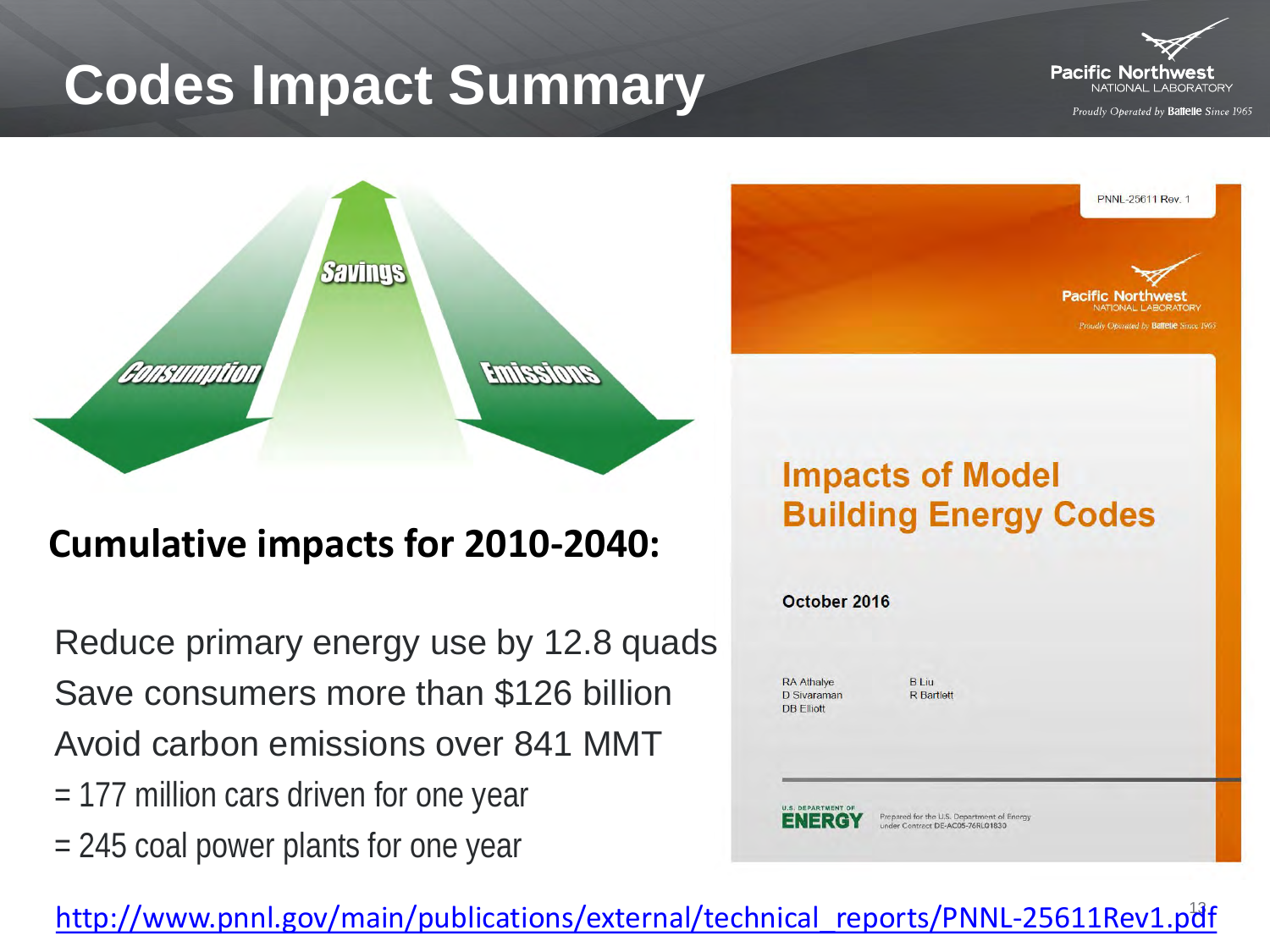# Codes Impact Summary

Savings

Consumption

Emissions

**Cumulative impacts for 2010-2040:**

Reduce primary energy use by 12.8 quads

Save consumers more than $126 billion

Avoid carbon emissions over 841 MMT

= 177 million cars driven for one year

= 245 coal power plants for one year

PNNL-25611 Rev. 1

## Impacts of Model Building Energy Codes

October 2016

RA Athalye
D Sivaraman
DB Elliott
B Liu
R Bartlett

Prepared for the U.S. Department of Energy under Contract DE-AC05-76RL01830

http://www.pnnl.gov/main/publications/external/technical_reports/PNNL-25611Rev1.pdf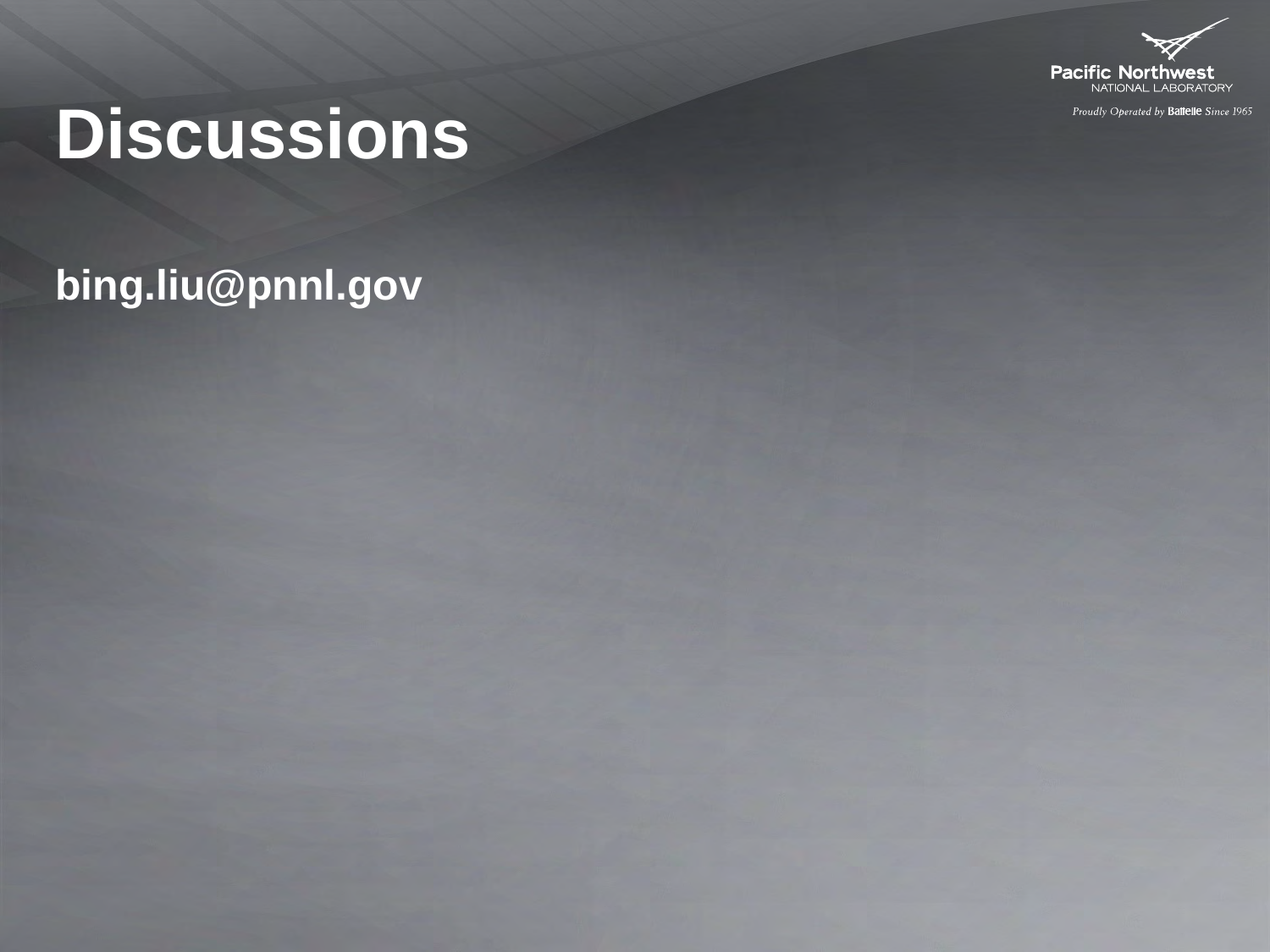# Discussions

**bing.liu@pnnl.gov**